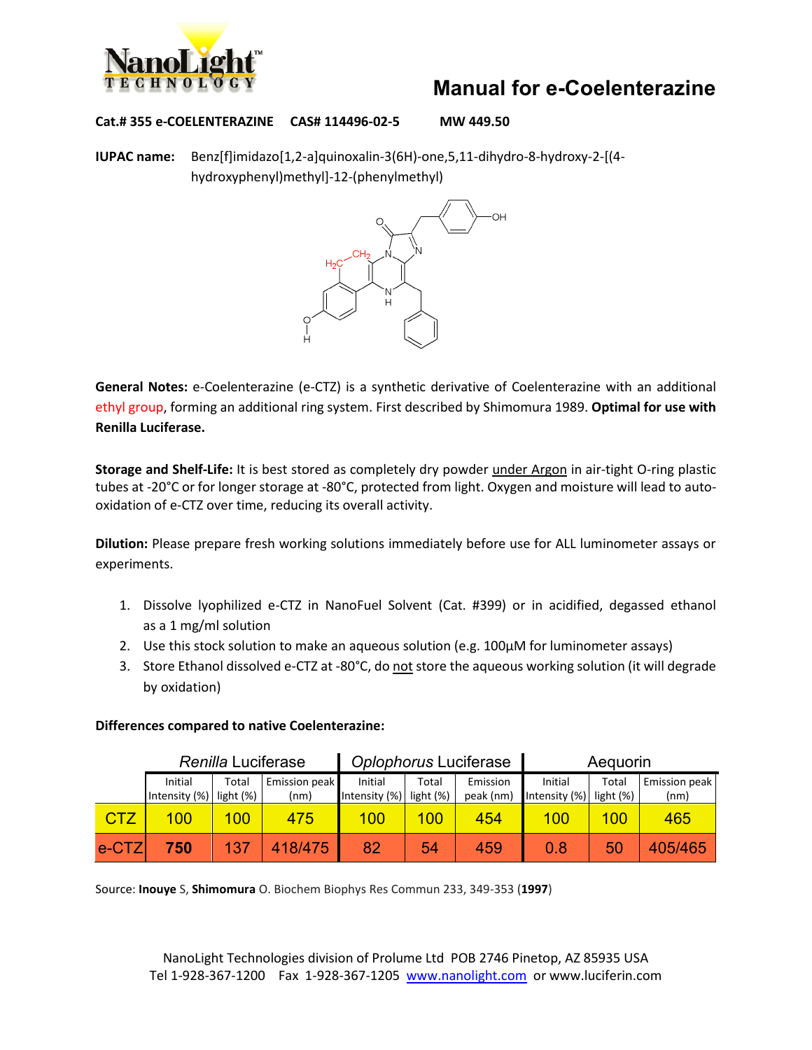# Manual for e-Coelenterazine

**Cat.# 355 e-COELENTERAZINE CAS# 114496-02-5 MW 449.50**

**IUPAC name:** Benz[f]imidazo[1,2-a]quinoxalin-3(6H)-one,5,11-dihydro-8-hydroxy-2-[(4-hydroxyphenyl)methyl]-12-(phenylmethyl)

**General Notes:** e-Coelenterazine (e-CTZ) is a synthetic derivative of Coelenterazine with an additional ethyl group, forming an additional ring system. First described by Shimomura 1989. **Optimal for use with Renilla Luciferase.**

**Storage and Shelf-Life:** It is best stored as completely dry powder under Argon in air-tight O-ring plastic tubes at -20°C or for longer storage at -80°C, protected from light. Oxygen and moisture will lead to auto-oxidation of e-CTZ over time, reducing its overall activity.

**Dilution:** Please prepare fresh working solutions immediately before use for ALL luminometer assays or experiments.

1. Dissolve lyophilized e-CTZ in NanoFuel Solvent (Cat. #399) or in acidified, degassed ethanol as a 1 mg/ml solution
2. Use this stock solution to make an aqueous solution (e.g. 100µM for luminometer assays)
3. Store Ethanol dissolved e-CTZ at -80°C, do not store the aqueous working solution (it will degrade by oxidation)

**Differences compared to native Coelenterazine:**

| | *Renilla* Luciferase | | | *Oplophorus* Luciferase | | | Aequorin | | |
|---|---|---|---|---|---|---|---|---|---|
| | Initial Intensity (%) | Total light (%) | Emission peak (nm) | Initial Intensity (%) | Total light (%) | Emission peak (nm) | Initial Intensity (%) | Total light (%) | Emission peak (nm) |
| CTZ | 100 | 100 | 475 | 100 | 100 | 454 | 100 | 100 | 465 |
| e-CTZ | **750** | 137 | 418/475 | 82 | 54 | 459 | 0.8 | 50 | 405/465 |

Source: **Inouye** S, **Shimomura** O. Biochem Biophys Res Commun 233, 349-353 (**1997**)

NanoLight Technologies division of Prolume Ltd POB 2746 Pinetop, AZ 85935 USA
Tel 1-928-367-1200 Fax 1-928-367-1205 www.nanolight.com or www.luciferin.com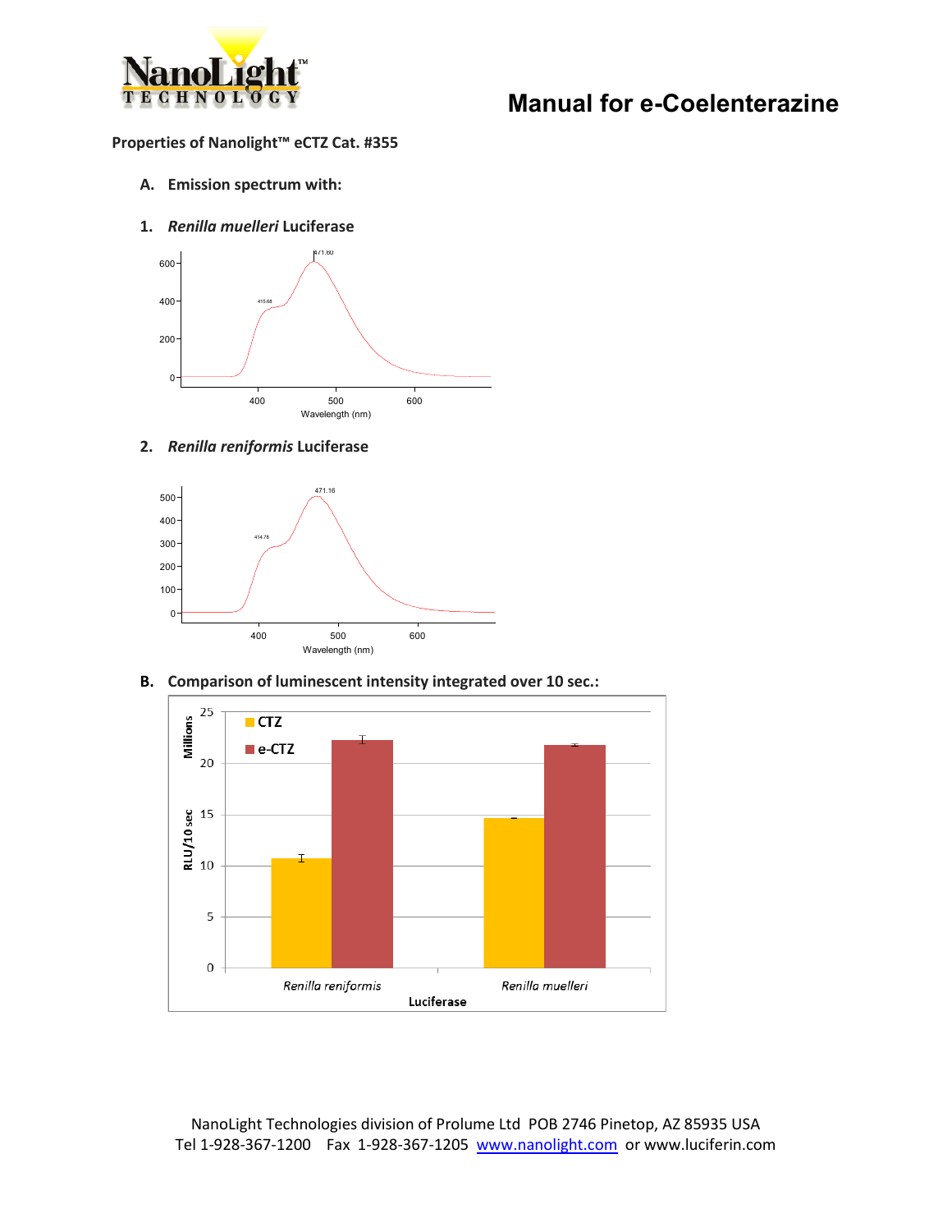NanoLight TECHNOLOGY

# Manual for e-Coelenterazine

**Properties of Nanolight™ eCTZ Cat. #355**

**A. Emission spectrum with:**

**1. *Renilla muelleri* Luciferase**

471.60
415.68
600
400
200
0
400
500
600
Wavelength (nm)

**2. *Renilla reniformis* Luciferase**

471.16
414.78
500
400
300
200
100
0
400
500
600
Wavelength (nm)

**B. Comparison of luminescent intensity integrated over 10 sec.:**

Millions
RLU/10 sec
25
20
15
10
5
0
CTZ
e-CTZ
*Renilla reniformis*
*Renilla muelleri*
Luciferase

NanoLight Technologies division of Prolume Ltd POB 2746 Pinetop, AZ 85935 USA
Tel 1-928-367-1200 Fax 1-928-367-1205 www.nanolight.com or www.luciferin.com